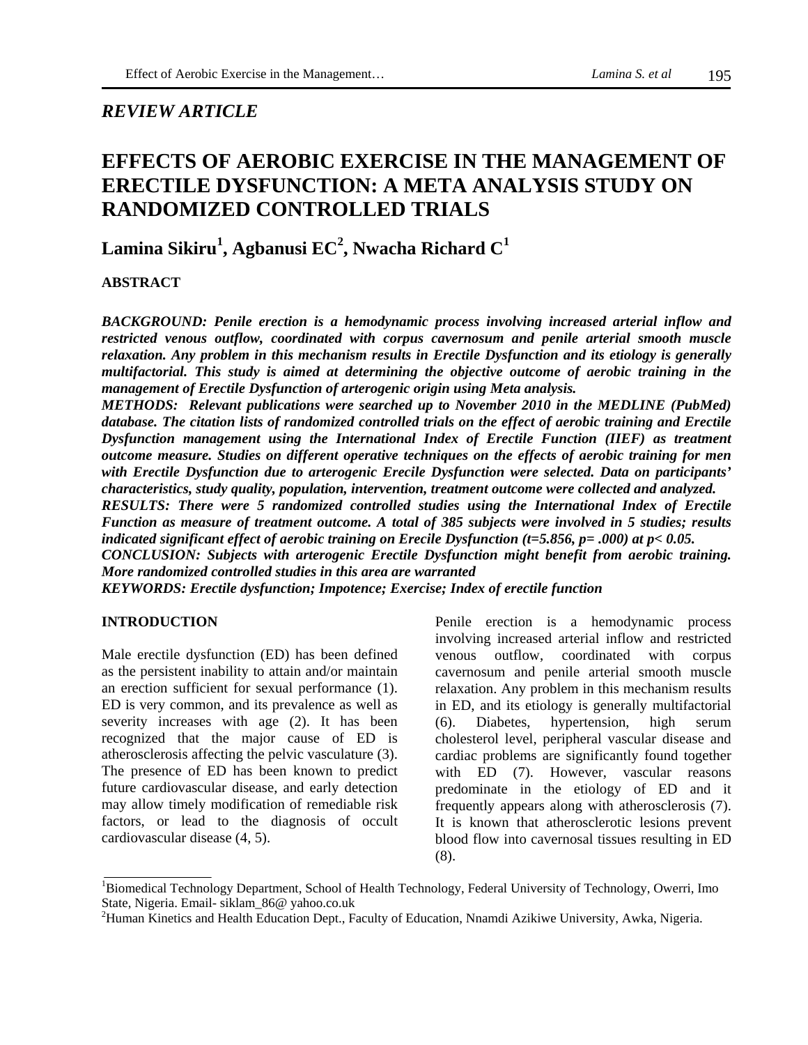*REVIEW ARTICLE*

# EFFECTS OF AEROBIC EXERCISE IN THE MANAGEMENT OF ERECTILE DYSFUNCTION: A META ANALYSIS STUDY ON RANDOMIZED CONTROLLED TRIALS

**Lamina Sikiru[1], Agbanusi EC[2], Nwacha Richard C[1]**

## ABSTRACT

***BACKGROUND: Penile erection is a hemodynamic process involving increased arterial inflow and restricted venous outflow, coordinated with corpus cavernosum and penile arterial smooth muscle relaxation. Any problem in this mechanism results in Erectile Dysfunction and its etiology is generally multifactorial. This study is aimed at determining the objective outcome of aerobic training in the management of Erectile Dysfunction of arterogenic origin using Meta analysis.***

***METHODS: Relevant publications were searched up to November 2010 in the MEDLINE (PubMed) database. The citation lists of randomized controlled trials on the effect of aerobic training and Erectile Dysfunction management using the International Index of Erectile Function (IIEF) as treatment outcome measure. Studies on different operative techniques on the effects of aerobic training for men with Erectile Dysfunction due to arterogenic Erecile Dysfunction were selected. Data on participants' characteristics, study quality, population, intervention, treatment outcome were collected and analyzed.***

***RESULTS: There were 5 randomized controlled studies using the International Index of Erectile Function as measure of treatment outcome. A total of 385 subjects were involved in 5 studies; results indicated significant effect of aerobic training on Erecile Dysfunction ($t=5.856$, $p= .000$) at $p< 0.05$.***

***CONCLUSION: Subjects with arterogenic Erectile Dysfunction might benefit from aerobic training. More randomized controlled studies in this area are warranted***

***KEYWORDS: Erectile dysfunction; Impotence; Exercise; Index of erectile function***

## INTRODUCTION

Male erectile dysfunction (ED) has been defined as the persistent inability to attain and/or maintain an erection sufficient for sexual performance (1). ED is very common, and its prevalence as well as severity increases with age (2). It has been recognized that the major cause of ED is atherosclerosis affecting the pelvic vasculature (3). The presence of ED has been known to predict future cardiovascular disease, and early detection may allow timely modification of remediable risk factors, or lead to the diagnosis of occult cardiovascular disease (4, 5).

Penile erection is a hemodynamic process involving increased arterial inflow and restricted venous outflow, coordinated with corpus cavernosum and penile arterial smooth muscle relaxation. Any problem in this mechanism results in ED, and its etiology is generally multifactorial (6). Diabetes, hypertension, high serum cholesterol level, peripheral vascular disease and cardiac problems are significantly found together with ED (7). However, vascular reasons predominate in the etiology of ED and it frequently appears along with atherosclerosis (7). It is known that atherosclerotic lesions prevent blood flow into cavernosal tissues resulting in ED (8).

---

[1]Biomedical Technology Department, School of Health Technology, Federal University of Technology, Owerri, Imo State, Nigeria. Email- siklam_86@ yahoo.co.uk

[2]Human Kinetics and Health Education Dept., Faculty of Education, Nnamdi Azikiwe University, Awka, Nigeria.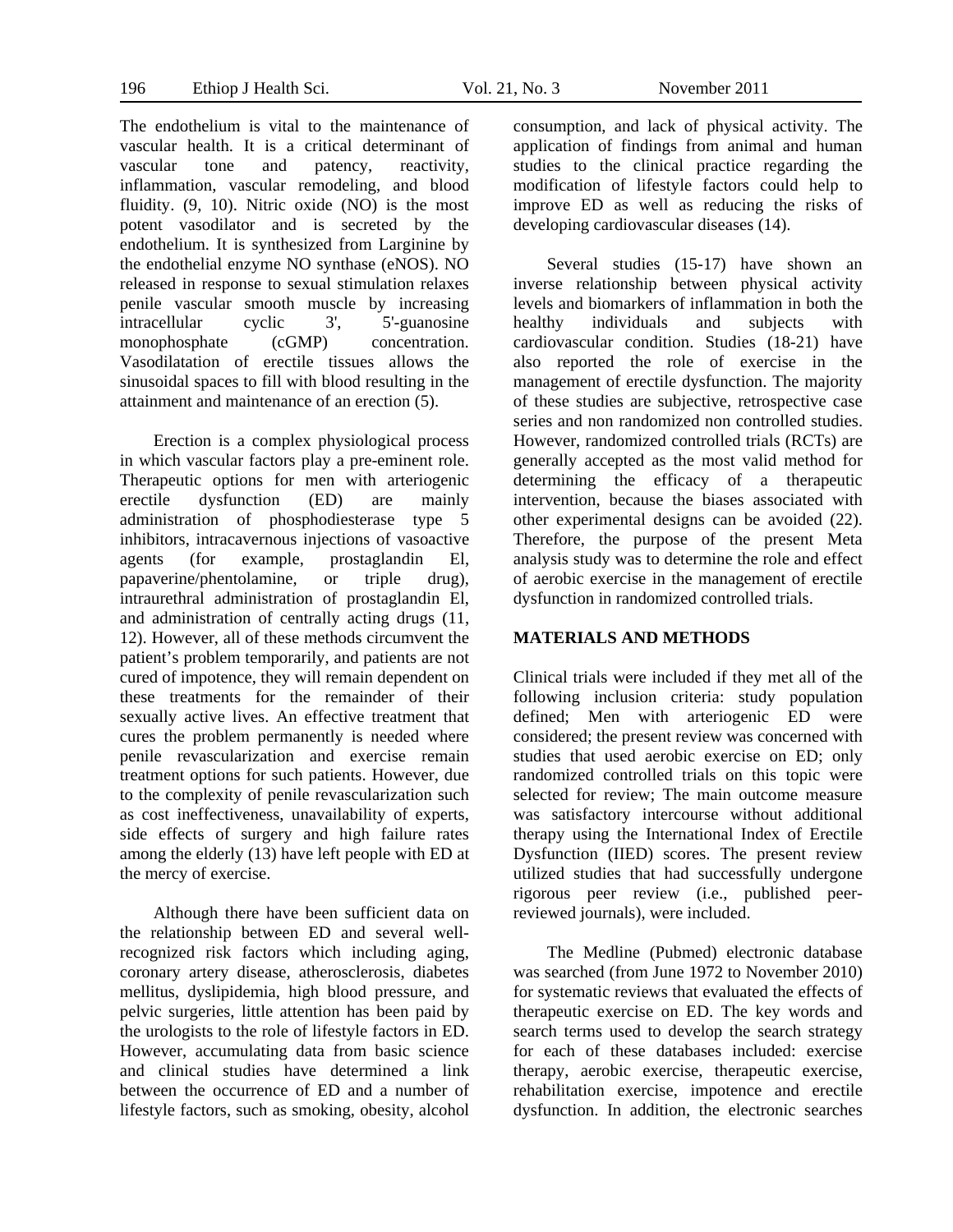The endothelium is vital to the maintenance of vascular health. It is a critical determinant of vascular tone and patency, reactivity, inflammation, vascular remodeling, and blood fluidity. (9, 10). Nitric oxide (NO) is the most potent vasodilator and is secreted by the endothelium. It is synthesized from Larginine by the endothelial enzyme NO synthase (eNOS). NO released in response to sexual stimulation relaxes penile vascular smooth muscle by increasing intracellular cyclic 3', 5'-guanosine monophosphate (cGMP) concentration. Vasodilatation of erectile tissues allows the sinusoidal spaces to fill with blood resulting in the attainment and maintenance of an erection (5).

Erection is a complex physiological process in which vascular factors play a pre-eminent role. Therapeutic options for men with arteriogenic erectile dysfunction (ED) are mainly administration of phosphodiesterase type 5 inhibitors, intracavernous injections of vasoactive agents (for example, prostaglandin El, papaverine/phentolamine, or triple drug), intraurethral administration of prostaglandin El, and administration of centrally acting drugs (11, 12). However, all of these methods circumvent the patient's problem temporarily, and patients are not cured of impotence, they will remain dependent on these treatments for the remainder of their sexually active lives. An effective treatment that cures the problem permanently is needed where penile revascularization and exercise remain treatment options for such patients. However, due to the complexity of penile revascularization such as cost ineffectiveness, unavailability of experts, side effects of surgery and high failure rates among the elderly (13) have left people with ED at the mercy of exercise.

Although there have been sufficient data on the relationship between ED and several well-recognized risk factors which including aging, coronary artery disease, atherosclerosis, diabetes mellitus, dyslipidemia, high blood pressure, and pelvic surgeries, little attention has been paid by the urologists to the role of lifestyle factors in ED. However, accumulating data from basic science and clinical studies have determined a link between the occurrence of ED and a number of lifestyle factors, such as smoking, obesity, alcohol consumption, and lack of physical activity. The application of findings from animal and human studies to the clinical practice regarding the modification of lifestyle factors could help to improve ED as well as reducing the risks of developing cardiovascular diseases (14).

Several studies (15-17) have shown an inverse relationship between physical activity levels and biomarkers of inflammation in both the healthy individuals and subjects with cardiovascular condition. Studies (18-21) have also reported the role of exercise in the management of erectile dysfunction. The majority of these studies are subjective, retrospective case series and non randomized non controlled studies. However, randomized controlled trials (RCTs) are generally accepted as the most valid method for determining the efficacy of a therapeutic intervention, because the biases associated with other experimental designs can be avoided (22). Therefore, the purpose of the present Meta analysis study was to determine the role and effect of aerobic exercise in the management of erectile dysfunction in randomized controlled trials.

## MATERIALS AND METHODS

Clinical trials were included if they met all of the following inclusion criteria: study population defined; Men with arteriogenic ED were considered; the present review was concerned with studies that used aerobic exercise on ED; only randomized controlled trials on this topic were selected for review; The main outcome measure was satisfactory intercourse without additional therapy using the International Index of Erectile Dysfunction (IIED) scores. The present review utilized studies that had successfully undergone rigorous peer review (i.e., published peer-reviewed journals), were included.

The Medline (Pubmed) electronic database was searched (from June 1972 to November 2010) for systematic reviews that evaluated the effects of therapeutic exercise on ED. The key words and search terms used to develop the search strategy for each of these databases included: exercise therapy, aerobic exercise, therapeutic exercise, rehabilitation exercise, impotence and erectile dysfunction. In addition, the electronic searches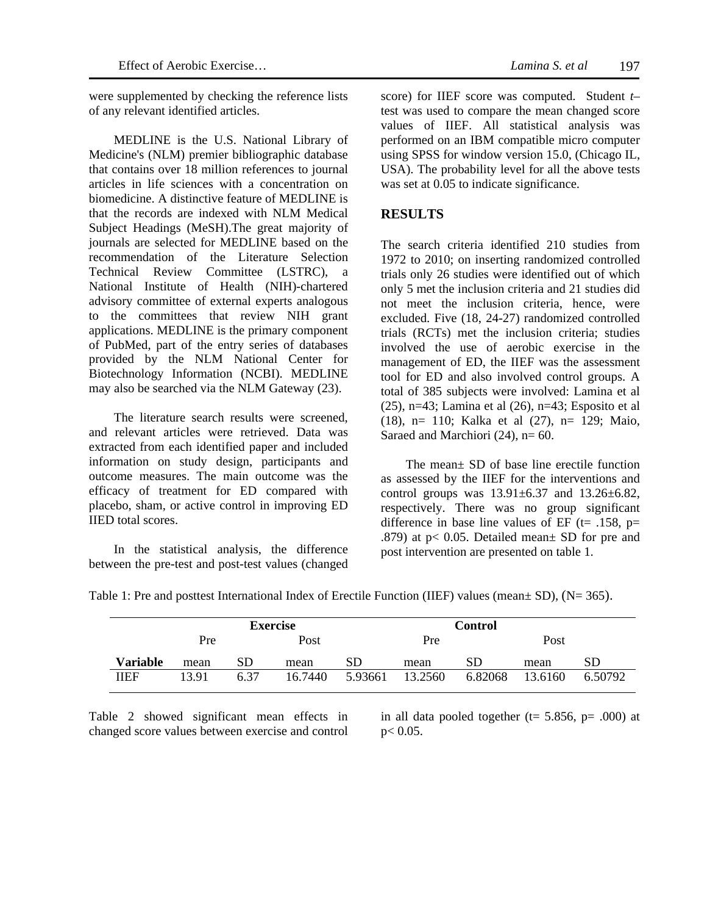were supplemented by checking the reference lists of any relevant identified articles.

MEDLINE is the U.S. National Library of Medicine's (NLM) premier bibliographic database that contains over 18 million references to journal articles in life sciences with a concentration on biomedicine. A distinctive feature of MEDLINE is that the records are indexed with NLM Medical Subject Headings (MeSH).The great majority of journals are selected for MEDLINE based on the recommendation of the Literature Selection Technical Review Committee (LSTRC), a National Institute of Health (NIH)-chartered advisory committee of external experts analogous to the committees that review NIH grant applications. MEDLINE is the primary component of PubMed, part of the entry series of databases provided by the NLM National Center for Biotechnology Information (NCBI). MEDLINE may also be searched via the NLM Gateway (23).

The literature search results were screened, and relevant articles were retrieved. Data was extracted from each identified paper and included information on study design, participants and outcome measures. The main outcome was the efficacy of treatment for ED compared with placebo, sham, or active control in improving ED IIED total scores.

In the statistical analysis, the difference between the pre-test and post-test values (changed score) for IIEF score was computed. Student *t*–test was used to compare the mean changed score values of IIEF. All statistical analysis was performed on an IBM compatible micro computer using SPSS for window version 15.0, (Chicago IL, USA). The probability level for all the above tests was set at 0.05 to indicate significance.

## RESULTS

The search criteria identified 210 studies from 1972 to 2010; on inserting randomized controlled trials only 26 studies were identified out of which only 5 met the inclusion criteria and 21 studies did not meet the inclusion criteria, hence, were excluded. Five (18, 24-27) randomized controlled trials (RCTs) met the inclusion criteria; studies involved the use of aerobic exercise in the management of ED, the IIEF was the assessment tool for ED and also involved control groups. A total of 385 subjects were involved: Lamina et al (25), n=43; Lamina et al (26), n=43; Esposito et al (18), n= 110; Kalka et al (27), n= 129; Maio, Saraed and Marchiori (24), n= 60.

The mean± SD of base line erectile function as assessed by the IIEF for the interventions and control groups was 13.91±6.37 and 13.26±6.82, respectively. There was no group significant difference in base line values of EF (t= .158, p= .879) at p< 0.05. Detailed mean± SD for pre and post intervention are presented on table 1.

Table 1: Pre and posttest International Index of Erectile Function (IIEF) values (mean± SD), (N= 365).

| | **Exercise** | | | | **Control** | | | |
|---|---|---|---|---|---|---|---|---|
| | Pre | | Post | | Pre | | Post | |
| **Variable** | mean | SD | mean | SD | mean | SD | mean | SD |
| IIEF | 13.91 | 6.37 | 16.7440 | 5.93661 | 13.2560 | 6.82068 | 13.6160 | 6.50792 |

Table 2 showed significant mean effects in changed score values between exercise and control in all data pooled together (t= 5.856, p= .000) at p< 0.05.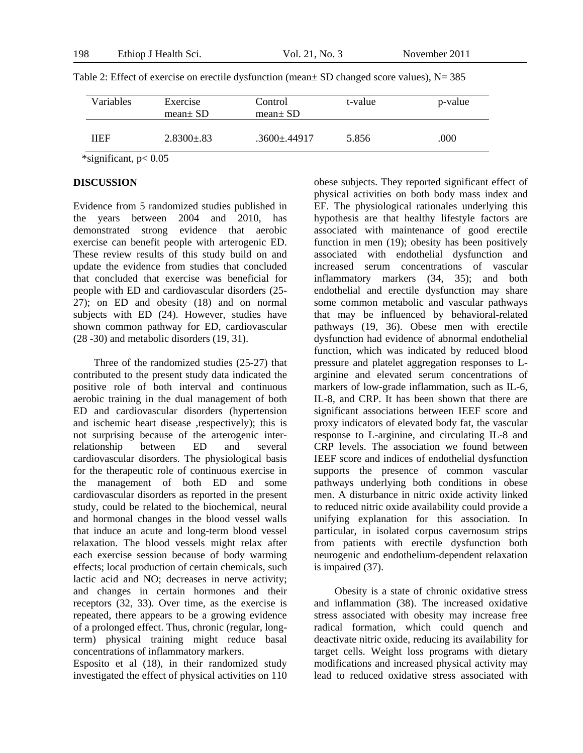Table 2: Effect of exercise on erectile dysfunction (mean± SD changed score values), N= 385

| Variables | Exercise mean± SD | Control mean± SD | t-value | p-value |
|---|---|---|---|---|
| IIEF | 2.8300±.83 | .3600±.44917 | 5.856 | .000 |

*significant, $p < 0.05$

**DISCUSSION**

Evidence from 5 randomized studies published in the years between 2004 and 2010, has demonstrated strong evidence that aerobic exercise can benefit people with arterogenic ED. These review results of this study build on and update the evidence from studies that concluded that concluded that exercise was beneficial for people with ED and cardiovascular disorders (25-27); on ED and obesity (18) and on normal subjects with ED (24). However, studies have shown common pathway for ED, cardiovascular (28 -30) and metabolic disorders (19, 31).

Three of the randomized studies (25-27) that contributed to the present study data indicated the positive role of both interval and continuous aerobic training in the dual management of both ED and cardiovascular disorders (hypertension and ischemic heart disease ,respectively); this is not surprising because of the arterogenic inter-relationship between ED and several cardiovascular disorders. The physiological basis for the therapeutic role of continuous exercise in the management of both ED and some cardiovascular disorders as reported in the present study, could be related to the biochemical, neural and hormonal changes in the blood vessel walls that induce an acute and long-term blood vessel relaxation. The blood vessels might relax after each exercise session because of body warming effects; local production of certain chemicals, such lactic acid and NO; decreases in nerve activity; and changes in certain hormones and their receptors (32, 33). Over time, as the exercise is repeated, there appears to be a growing evidence of a prolonged effect. Thus, chronic (regular, long-term) physical training might reduce basal concentrations of inflammatory markers.

Esposito et al (18), in their randomized study investigated the effect of physical activities on 110 obese subjects. They reported significant effect of physical activities on both body mass index and EF. The physiological rationales underlying this hypothesis are that healthy lifestyle factors are associated with maintenance of good erectile function in men (19); obesity has been positively associated with endothelial dysfunction and increased serum concentrations of vascular inflammatory markers (34, 35); and both endothelial and erectile dysfunction may share some common metabolic and vascular pathways that may be influenced by behavioral-related pathways (19, 36). Obese men with erectile dysfunction had evidence of abnormal endothelial function, which was indicated by reduced blood pressure and platelet aggregation responses to L-arginine and elevated serum concentrations of markers of low-grade inflammation, such as IL-6, IL-8, and CRP. It has been shown that there are significant associations between IEEF score and proxy indicators of elevated body fat, the vascular response to L-arginine, and circulating IL-8 and CRP levels. The association we found between IEEF score and indices of endothelial dysfunction supports the presence of common vascular pathways underlying both conditions in obese men. A disturbance in nitric oxide activity linked to reduced nitric oxide availability could provide a unifying explanation for this association. In particular, in isolated corpus cavernosum strips from patients with erectile dysfunction both neurogenic and endothelium-dependent relaxation is impaired (37).

Obesity is a state of chronic oxidative stress and inflammation (38). The increased oxidative stress associated with obesity may increase free radical formation, which could quench and deactivate nitric oxide, reducing its availability for target cells. Weight loss programs with dietary modifications and increased physical activity may lead to reduced oxidative stress associated with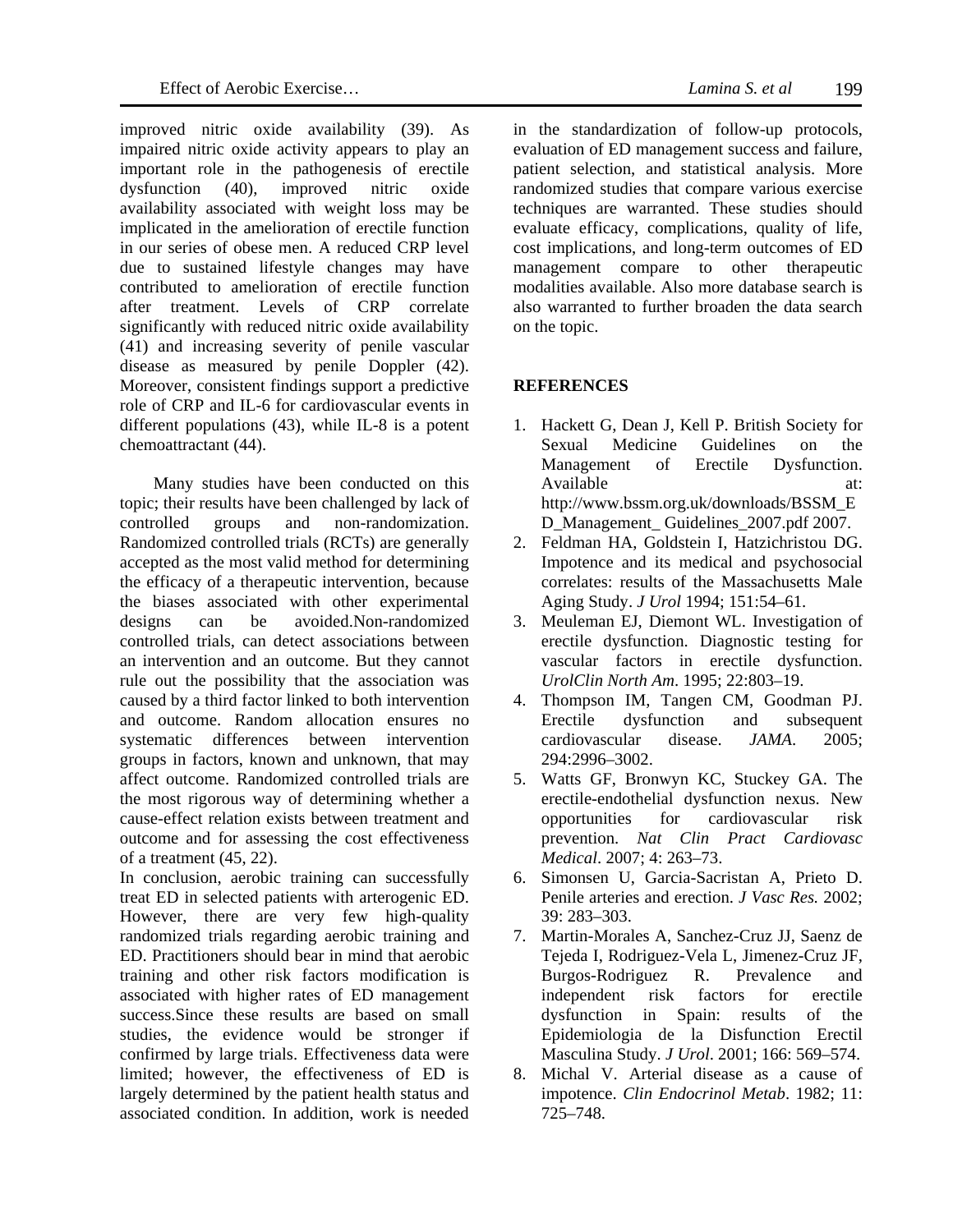improved nitric oxide availability (39). As impaired nitric oxide activity appears to play an important role in the pathogenesis of erectile dysfunction (40), improved nitric oxide availability associated with weight loss may be implicated in the amelioration of erectile function in our series of obese men. A reduced CRP level due to sustained lifestyle changes may have contributed to amelioration of erectile function after treatment. Levels of CRP correlate significantly with reduced nitric oxide availability (41) and increasing severity of penile vascular disease as measured by penile Doppler (42). Moreover, consistent findings support a predictive role of CRP and IL-6 for cardiovascular events in different populations (43), while IL-8 is a potent chemoattractant (44).

Many studies have been conducted on this topic; their results have been challenged by lack of controlled groups and non-randomization. Randomized controlled trials (RCTs) are generally accepted as the most valid method for determining the efficacy of a therapeutic intervention, because the biases associated with other experimental designs can be avoided.Non-randomized controlled trials, can detect associations between an intervention and an outcome. But they cannot rule out the possibility that the association was caused by a third factor linked to both intervention and outcome. Random allocation ensures no systematic differences between intervention groups in factors, known and unknown, that may affect outcome. Randomized controlled trials are the most rigorous way of determining whether a cause-effect relation exists between treatment and outcome and for assessing the cost effectiveness of a treatment (45, 22).

In conclusion, aerobic training can successfully treat ED in selected patients with arterogenic ED. However, there are very few high-quality randomized trials regarding aerobic training and ED. Practitioners should bear in mind that aerobic training and other risk factors modification is associated with higher rates of ED management success.Since these results are based on small studies, the evidence would be stronger if confirmed by large trials. Effectiveness data were limited; however, the effectiveness of ED is largely determined by the patient health status and associated condition. In addition, work is needed in the standardization of follow-up protocols, evaluation of ED management success and failure, patient selection, and statistical analysis. More randomized studies that compare various exercise techniques are warranted. These studies should evaluate efficacy, complications, quality of life, cost implications, and long-term outcomes of ED management compare to other therapeutic modalities available. Also more database search is also warranted to further broaden the data search on the topic.

## REFERENCES

1. Hackett G, Dean J, Kell P. British Society for Sexual Medicine Guidelines on the Management of Erectile Dysfunction. Available at: http://www.bssm.org.uk/downloads/BSSM_ED_Management_ Guidelines_2007.pdf 2007.
2. Feldman HA, Goldstein I, Hatzichristou DG. Impotence and its medical and psychosocial correlates: results of the Massachusetts Male Aging Study. *J Urol* 1994; 151:54–61.
3. Meuleman EJ, Diemont WL. Investigation of erectile dysfunction. Diagnostic testing for vascular factors in erectile dysfunction. *UrolClin North Am*. 1995; 22:803–19.
4. Thompson IM, Tangen CM, Goodman PJ. Erectile dysfunction and subsequent cardiovascular disease. *JAMA*. 2005; 294:2996–3002.
5. Watts GF, Bronwyn KC, Stuckey GA. The erectile-endothelial dysfunction nexus. New opportunities for cardiovascular risk prevention. *Nat Clin Pract Cardiovasc Medical*. 2007; 4: 263–73.
6. Simonsen U, Garcia-Sacristan A, Prieto D. Penile arteries and erection. *J Vasc Res.* 2002; 39: 283–303.
7. Martin-Morales A, Sanchez-Cruz JJ, Saenz de Tejeda I, Rodriguez-Vela L, Jimenez-Cruz JF, Burgos-Rodriguez R. Prevalence and independent risk factors for erectile dysfunction in Spain: results of the Epidemiologia de la Disfunction Erectil Masculina Study. *J Urol*. 2001; 166: 569–574.
8. Michal V. Arterial disease as a cause of impotence. *Clin Endocrinol Metab*. 1982; 11: 725–748.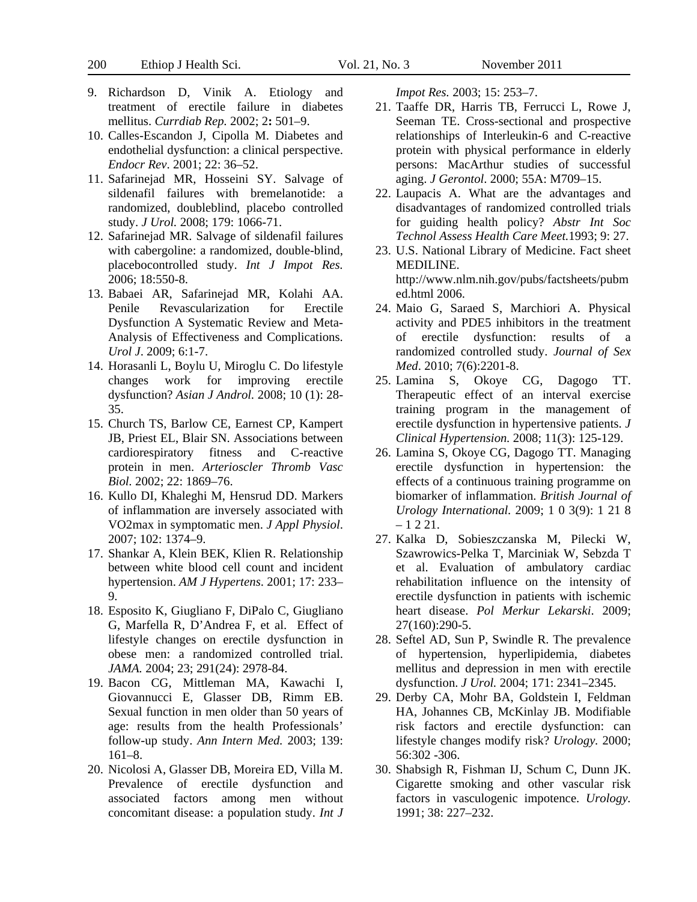9. Richardson D, Vinik A. Etiology and treatment of erectile failure in diabetes mellitus. *Currdiab Rep*. 2002; 2**:** 501–9.
10. Calles-Escandon J, Cipolla M. Diabetes and endothelial dysfunction: a clinical perspective. *Endocr Rev*. 2001; 22: 36–52.
11. Safarinejad MR, Hosseini SY. Salvage of sildenafil failures with bremelanotide: a randomized, doubleblind, placebo controlled study. *J Urol.* 2008; 179: 1066-71.
12. Safarinejad MR. Salvage of sildenafil failures with cabergoline: a randomized, double-blind, placebocontrolled study. *Int J Impot Res.* 2006; 18:550-8.
13. Babaei AR, Safarinejad MR, Kolahi AA. Penile Revascularization for Erectile Dysfunction A Systematic Review and Meta-Analysis of Effectiveness and Complications. *Urol J*. 2009; 6:1-7.
14. Horasanli L, Boylu U, Miroglu C. Do lifestyle changes work for improving erectile dysfunction? *Asian J Androl.* 2008; 10 (1): 28-35.
15. Church TS, Barlow CE, Earnest CP, Kampert JB, Priest EL, Blair SN. Associations between cardiorespiratory fitness and C-reactive protein in men. *Arterioscler Thromb Vasc Biol*. 2002; 22: 1869–76.
16. Kullo DI, Khaleghi M, Hensrud DD. Markers of inflammation are inversely associated with VO2max in symptomatic men. *J Appl Physiol*. 2007; 102: 1374–9.
17. Shankar A, Klein BEK, Klien R. Relationship between white blood cell count and incident hypertension. *AM J Hypertens*. 2001; 17: 233–9.
18. Esposito K, Giugliano F, DiPalo C, Giugliano G, Marfella R, D'Andrea F, et al. Effect of lifestyle changes on erectile dysfunction in obese men: a randomized controlled trial. *JAMA.* 2004; 23; 291(24): 2978-84.
19. Bacon CG, Mittleman MA, Kawachi I, Giovannucci E, Glasser DB, Rimm EB. Sexual function in men older than 50 years of age: results from the health Professionals' follow-up study. *Ann Intern Med.* 2003; 139: 161–8.
20. Nicolosi A, Glasser DB, Moreira ED, Villa M. Prevalence of erectile dysfunction and associated factors among men without concomitant disease: a population study. *Int J Impot Res.* 2003; 15: 253–7.
21. Taaffe DR, Harris TB, Ferrucci L, Rowe J, Seeman TE. Cross-sectional and prospective relationships of Interleukin-6 and C-reactive protein with physical performance in elderly persons: MacArthur studies of successful aging. *J Gerontol*. 2000; 55A: M709–15.
22. Laupacis A. What are the advantages and disadvantages of randomized controlled trials for guiding health policy? *Abstr Int Soc Technol Assess Health Care Meet.*1993; 9: 27.
23. U.S. National Library of Medicine. Fact sheet MEDILINE. http://www.nlm.nih.gov/pubs/factsheets/pubmed.html 2006.
24. Maio G, Saraed S, Marchiori A. Physical activity and PDE5 inhibitors in the treatment of erectile dysfunction: results of a randomized controlled study. *Journal of Sex Med*. 2010; 7(6):2201-8.
25. Lamina S, Okoye CG, Dagogo TT. Therapeutic effect of an interval exercise training program in the management of erectile dysfunction in hypertensive patients. *J Clinical Hypertension.* 2008; 11(3): 125-129.
26. Lamina S, Okoye CG, Dagogo TT. Managing erectile dysfunction in hypertension: the effects of a continuous training programme on biomarker of inflammation. *British Journal of Urology International.* 2009; 1 0 3(9): 1 21 8 – 1 2 21.
27. Kalka D, Sobieszczanska M, Pilecki W, Szawrowics-Pelka T, Marciniak W, Sebzda T et al. Evaluation of ambulatory cardiac rehabilitation influence on the intensity of erectile dysfunction in patients with ischemic heart disease. *Pol Merkur Lekarski*. 2009; 27(160):290-5.
28. Seftel AD, Sun P, Swindle R. The prevalence of hypertension, hyperlipidemia, diabetes mellitus and depression in men with erectile dysfunction. *J Urol.* 2004; 171: 2341–2345.
29. Derby CA, Mohr BA, Goldstein I, Feldman HA, Johannes CB, McKinlay JB. Modifiable risk factors and erectile dysfunction: can lifestyle changes modify risk? *Urology.* 2000; 56:302 -306.
30. Shabsigh R, Fishman IJ, Schum C, Dunn JK. Cigarette smoking and other vascular risk factors in vasculogenic impotence. *Urology.* 1991; 38: 227–232.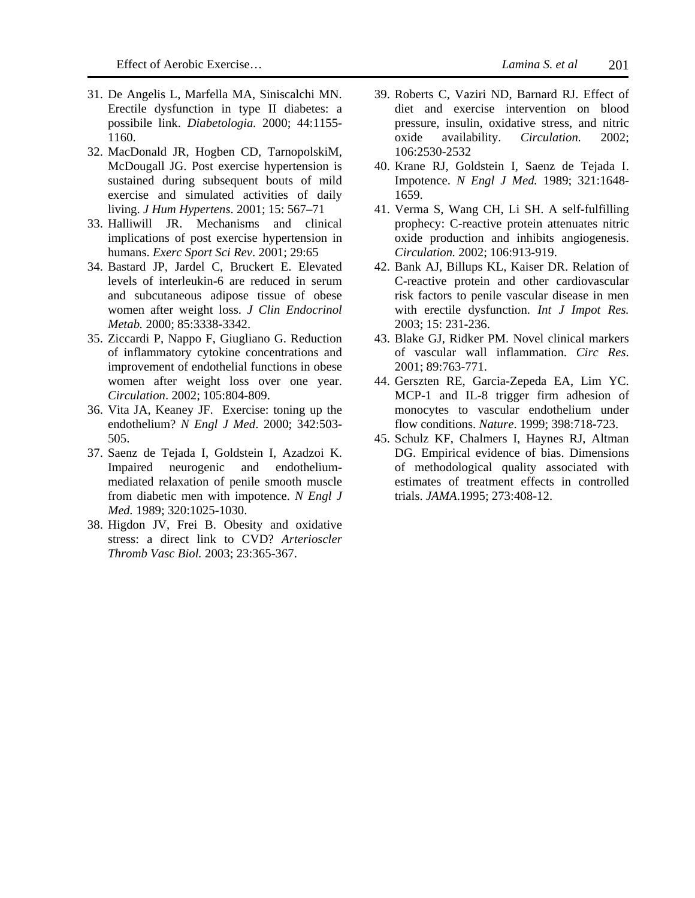31. De Angelis L, Marfella MA, Siniscalchi MN. Erectile dysfunction in type II diabetes: a possibile link. *Diabetologia.* 2000; 44:1155-1160.
32. MacDonald JR, Hogben CD, TarnopolskiM, McDougall JG. Post exercise hypertension is sustained during subsequent bouts of mild exercise and simulated activities of daily living. *J Hum Hypertens*. 2001; 15: 567–71
33. Halliwill JR. Mechanisms and clinical implications of post exercise hypertension in humans. *Exerc Sport Sci Rev*. 2001; 29:65
34. Bastard JP, Jardel C, Bruckert E. Elevated levels of interleukin-6 are reduced in serum and subcutaneous adipose tissue of obese women after weight loss. *J Clin Endocrinol Metab.* 2000; 85:3338-3342.
35. Ziccardi P, Nappo F, Giugliano G. Reduction of inflammatory cytokine concentrations and improvement of endothelial functions in obese women after weight loss over one year. *Circulation*. 2002; 105:804-809.
36. Vita JA, Keaney JF. Exercise: toning up the endothelium? *N Engl J Med*. 2000; 342:503-505.
37. Saenz de Tejada I, Goldstein I, Azadzoi K. Impaired neurogenic and endothelium-mediated relaxation of penile smooth muscle from diabetic men with impotence. *N Engl J Med.* 1989; 320:1025-1030.
38. Higdon JV, Frei B. Obesity and oxidative stress: a direct link to CVD? *Arterioscler Thromb Vasc Biol.* 2003; 23:365-367.
39. Roberts C, Vaziri ND, Barnard RJ. Effect of diet and exercise intervention on blood pressure, insulin, oxidative stress, and nitric oxide availability. *Circulation.* 2002; 106:2530-2532
40. Krane RJ, Goldstein I, Saenz de Tejada I. Impotence. *N Engl J Med.* 1989; 321:1648-1659.
41. Verma S, Wang CH, Li SH. A self-fulfilling prophecy: C-reactive protein attenuates nitric oxide production and inhibits angiogenesis. *Circulation.* 2002; 106:913-919.
42. Bank AJ, Billups KL, Kaiser DR. Relation of C-reactive protein and other cardiovascular risk factors to penile vascular disease in men with erectile dysfunction. *Int J Impot Res.* 2003; 15: 231-236.
43. Blake GJ, Ridker PM. Novel clinical markers of vascular wall inflammation. *Circ Res*. 2001; 89:763-771.
44. Gerszten RE, Garcia-Zepeda EA, Lim YC. MCP-1 and IL-8 trigger firm adhesion of monocytes to vascular endothelium under flow conditions. *Nature*. 1999; 398:718-723.
45. Schulz KF, Chalmers I, Haynes RJ, Altman DG. Empirical evidence of bias. Dimensions of methodological quality associated with estimates of treatment effects in controlled trials. *JAMA*.1995; 273:408-12.